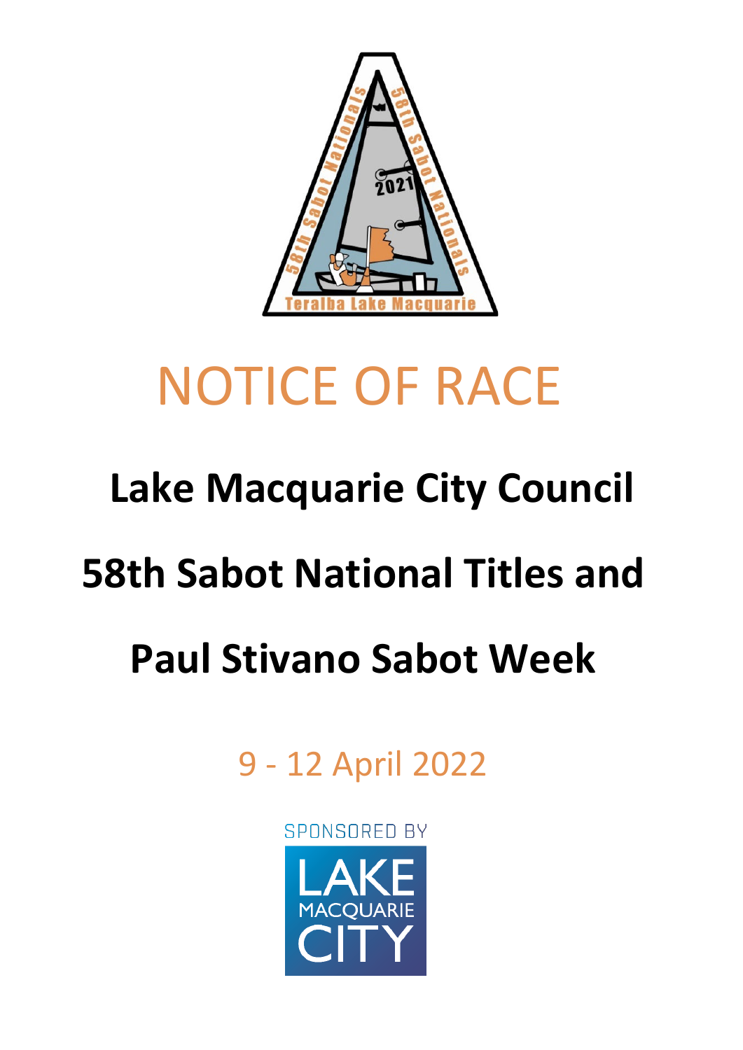# NOTICE OF RACE

## Lake Macquarie City Council

## 58th Sabot National Titles and

## Paul Stivano Sabot Week

9 - 12 April 2022

SPONSORED BY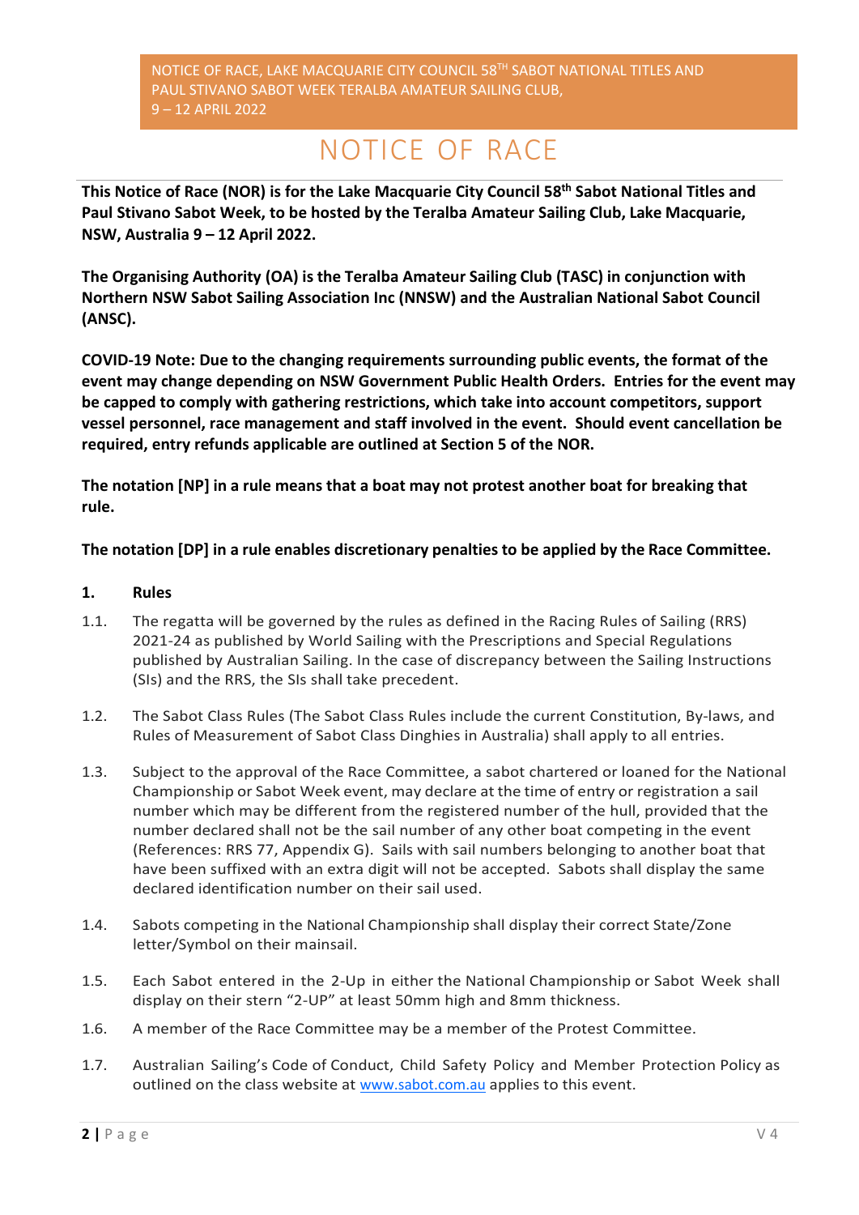// NOTICE OF RACE

This Notice of Race (NOR) is for the Lake Macquarie City Council 58th Sabot National Titles and Paul Stivano Sabot Week, to be hosted by the Teralba Amateur Sailing Club, Lake Macquarie, NSW, Australia 9 – 12 April 2022.

**The Organising Authority (OA) is the Teralba Amateur Sailing Club (TASC) in conjunction with Northern NSW Sabot Sailing Association Inc (NNSW) and the Australian National Sabot Council (ANSC).**

**COVID-19 Note: Due to the changing requirements surrounding public events, the format of the event may change depending on NSW Government Public Health Orders. Entries for the event may be capped to comply with gathering restrictions, which take into account competitors, support vessel personnel, race management and staff involved in the event. Should event cancellation be required, entry refunds applicable are outlined at Section 5 of the NOR.**

**The notation [NP] in a rule means that a boat may not protest another boat for breaking that rule.**

**The notation [DP] in a rule enables discretionary penalties to be applied by the Race Committee.**

## 1. Rules

1.1. The regatta will be governed by the rules as defined in the Racing Rules of Sailing (RRS) 2021-24 as published by World Sailing with the Prescriptions and Special Regulations published by Australian Sailing. In the case of discrepancy between the Sailing Instructions (SIs) and the RRS, the SIs shall take precedent.

1.2. The Sabot Class Rules (The Sabot Class Rules include the current Constitution, By-laws, and Rules of Measurement of Sabot Class Dinghies in Australia) shall apply to all entries.

1.3. Subject to the approval of the Race Committee, a sabot chartered or loaned for the National Championship or Sabot Week event, may declare at the time of entry or registration a sail number which may be different from the registered number of the hull, provided that the number declared shall not be the sail number of any other boat competing in the event (References: RRS 77, Appendix G). Sails with sail numbers belonging to another boat that have been suffixed with an extra digit will not be accepted. Sabots shall display the same declared identification number on their sail used.

1.4. Sabots competing in the National Championship shall display their correct State/Zone letter/Symbol on their mainsail.

1.5. Each Sabot entered in the 2-Up in either the National Championship or Sabot Week shall display on their stern "2-UP" at least 50mm high and 8mm thickness.

1.6. A member of the Race Committee may be a member of the Protest Committee.

1.7. Australian Sailing's Code of Conduct, Child Safety Policy and Member Protection Policy as outlined on the class website at [www.sabot.com.au](www.sabot.com.au) applies to this event.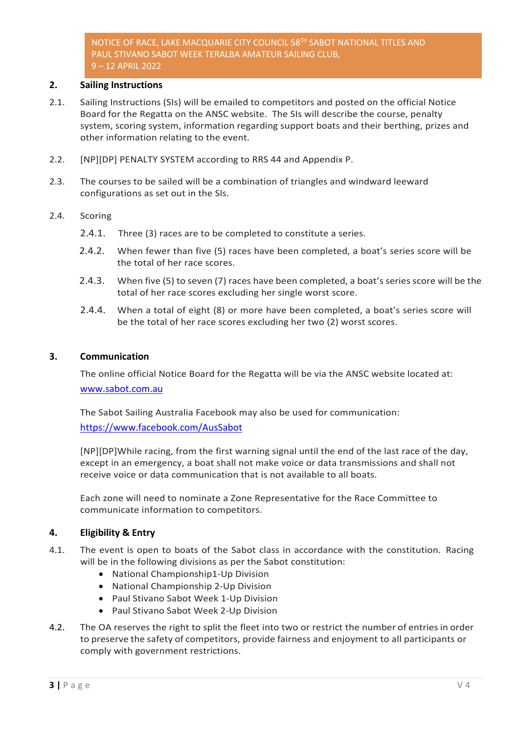## 2. Sailing Instructions

2.1. Sailing Instructions (SIs) will be emailed to competitors and posted on the official Notice Board for the Regatta on the ANSC website. The SIs will describe the course, penalty system, scoring system, information regarding support boats and their berthing, prizes and other information relating to the event.

2.2. [NP][DP] PENALTY SYSTEM according to RRS 44 and Appendix P.

2.3. The courses to be sailed will be a combination of triangles and windward leeward configurations as set out in the SIs.

2.4. Scoring

2.4.1. Three (3) races are to be completed to constitute a series.

2.4.2. When fewer than five (5) races have been completed, a boat's series score will be the total of her race scores.

2.4.3. When five (5) to seven (7) races have been completed, a boat's series score will be the total of her race scores excluding her single worst score.

2.4.4. When a total of eight (8) or more have been completed, a boat's series score will be the total of her race scores excluding her two (2) worst scores.

## 3. Communication

The online official Notice Board for the Regatta will be via the ANSC website located at: www.sabot.com.au

The Sabot Sailing Australia Facebook may also be used for communication: https://www.facebook.com/AusSabot

[NP][DP]While racing, from the first warning signal until the end of the last race of the day, except in an emergency, a boat shall not make voice or data transmissions and shall not receive voice or data communication that is not available to all boats.

Each zone will need to nominate a Zone Representative for the Race Committee to communicate information to competitors.

## 4. Eligibility & Entry

4.1. The event is open to boats of the Sabot class in accordance with the constitution. Racing will be in the following divisions as per the Sabot constitution:

- National Championship1-Up Division
- National Championship 2-Up Division
- Paul Stivano Sabot Week 1-Up Division
- Paul Stivano Sabot Week 2-Up Division

4.2. The OA reserves the right to split the fleet into two or restrict the number of entries in order to preserve the safety of competitors, provide fairness and enjoyment to all participants or comply with government restrictions.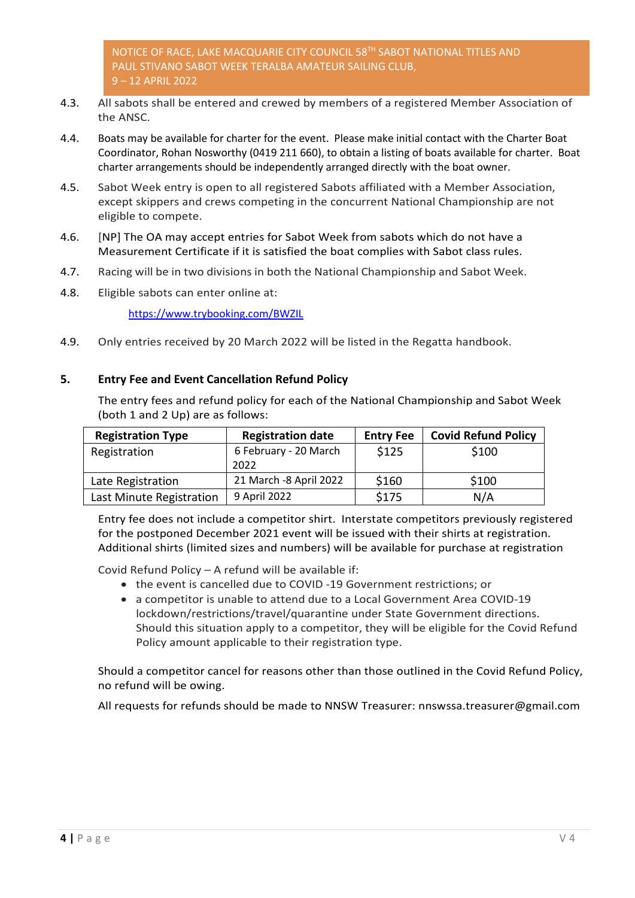4.3. All sabots shall be entered and crewed by members of a registered Member Association of the ANSC.

4.4. Boats may be available for charter for the event. Please make initial contact with the Charter Boat Coordinator, Rohan Nosworthy (0419 211 660), to obtain a listing of boats available for charter. Boat charter arrangements should be independently arranged directly with the boat owner.

4.5. Sabot Week entry is open to all registered Sabots affiliated with a Member Association, except skippers and crews competing in the concurrent National Championship are not eligible to compete.

4.6. [NP] The OA may accept entries for Sabot Week from sabots which do not have a Measurement Certificate if it is satisfied the boat complies with Sabot class rules.

4.7. Racing will be in two divisions in both the National Championship and Sabot Week.

4.8. Eligible sabots can enter online at:

https://www.trybooking.com/BWZIL

4.9. Only entries received by 20 March 2022 will be listed in the Regatta handbook.

## 5. Entry Fee and Event Cancellation Refund Policy

The entry fees and refund policy for each of the National Championship and Sabot Week (both 1 and 2 Up) are as follows:

| Registration Type | Registration date | Entry Fee | Covid Refund Policy |
|---|---|---|---|
| Registration | 6 February - 20 March 2022 | $125 | $100 |
| Late Registration | 21 March -8 April 2022 | $160 | $100 |
| Last Minute Registration | 9 April 2022 | $175 | N/A |

Entry fee does not include a competitor shirt. Interstate competitors previously registered for the postponed December 2021 event will be issued with their shirts at registration. Additional shirts (limited sizes and numbers) will be available for purchase at registration

Covid Refund Policy – A refund will be available if:

- the event is cancelled due to COVID -19 Government restrictions; or
- a competitor is unable to attend due to a Local Government Area COVID-19 lockdown/restrictions/travel/quarantine under State Government directions. Should this situation apply to a competitor, they will be eligible for the Covid Refund Policy amount applicable to their registration type.

Should a competitor cancel for reasons other than those outlined in the Covid Refund Policy, no refund will be owing.

All requests for refunds should be made to NNSW Treasurer: nnswssa.treasurer@gmail.com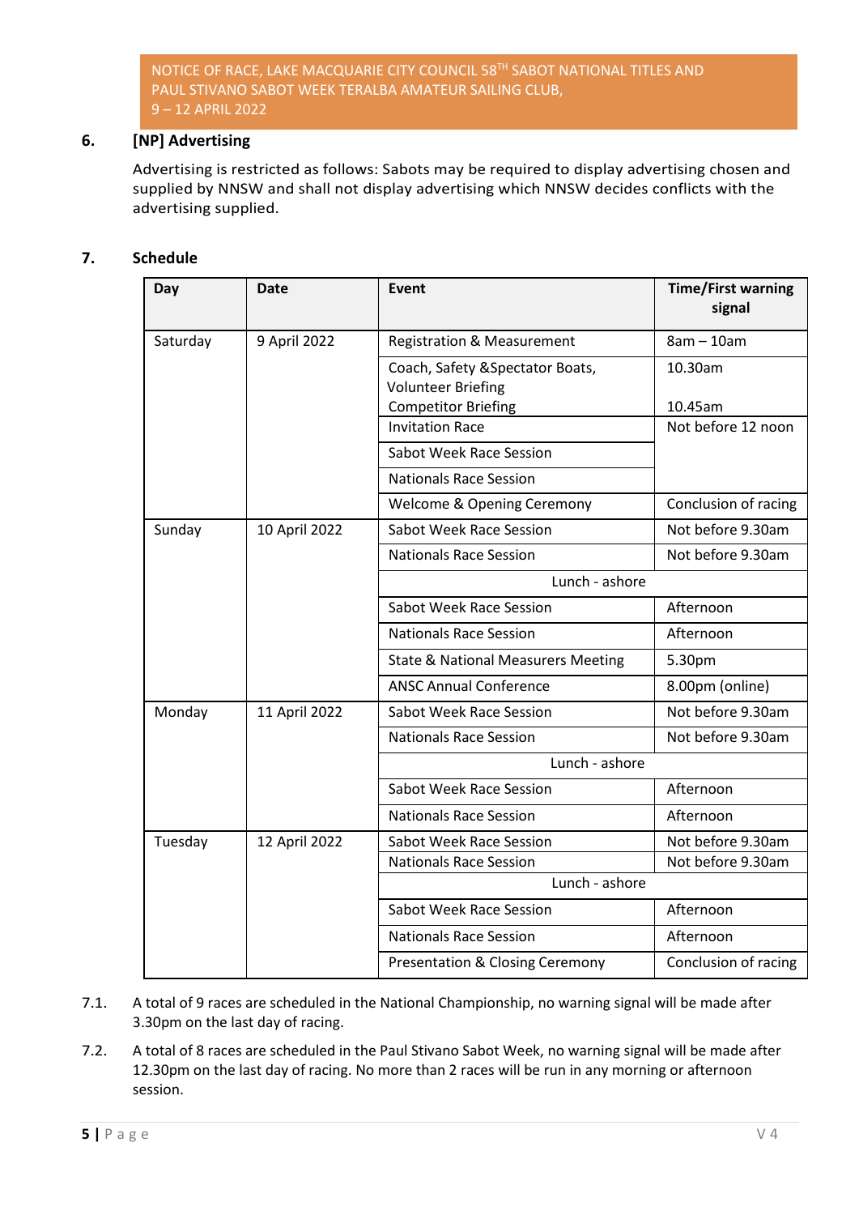## 6. [NP] Advertising

Advertising is restricted as follows: Sabots may be required to display advertising chosen and supplied by NNSW and shall not display advertising which NNSW decides conflicts with the advertising supplied.

## 7. Schedule

| Day | Date | Event | Time/First warning signal |
|---|---|---|---|
| Saturday | 9 April 2022 | Registration & Measurement | 8am – 10am |
| | | Coach, Safety &Spectator Boats, Volunteer Briefing<br>Competitor Briefing | 10.30am<br><br>10.45am |
| | | Invitation Race | Not before 12 noon |
| | | Sabot Week Race Session | |
| | | Nationals Race Session | |
| | | Welcome & Opening Ceremony | Conclusion of racing |
| Sunday | 10 April 2022 | Sabot Week Race Session | Not before 9.30am |
| | | Nationals Race Session | Not before 9.30am |
| | | Lunch - ashore | |
| | | Sabot Week Race Session | Afternoon |
| | | Nationals Race Session | Afternoon |
| | | State & National Measurers Meeting | 5.30pm |
| | | ANSC Annual Conference | 8.00pm (online) |
| Monday | 11 April 2022 | Sabot Week Race Session | Not before 9.30am |
| | | Nationals Race Session | Not before 9.30am |
| | | Lunch - ashore | |
| | | Sabot Week Race Session | Afternoon |
| | | Nationals Race Session | Afternoon |
| Tuesday | 12 April 2022 | Sabot Week Race Session | Not before 9.30am |
| | | Nationals Race Session | Not before 9.30am |
| | | Lunch - ashore | |
| | | Sabot Week Race Session | Afternoon |
| | | Nationals Race Session | Afternoon |
| | | Presentation & Closing Ceremony | Conclusion of racing |

7.1. A total of 9 races are scheduled in the National Championship, no warning signal will be made after 3.30pm on the last day of racing.

7.2. A total of 8 races are scheduled in the Paul Stivano Sabot Week, no warning signal will be made after 12.30pm on the last day of racing. No more than 2 races will be run in any morning or afternoon session.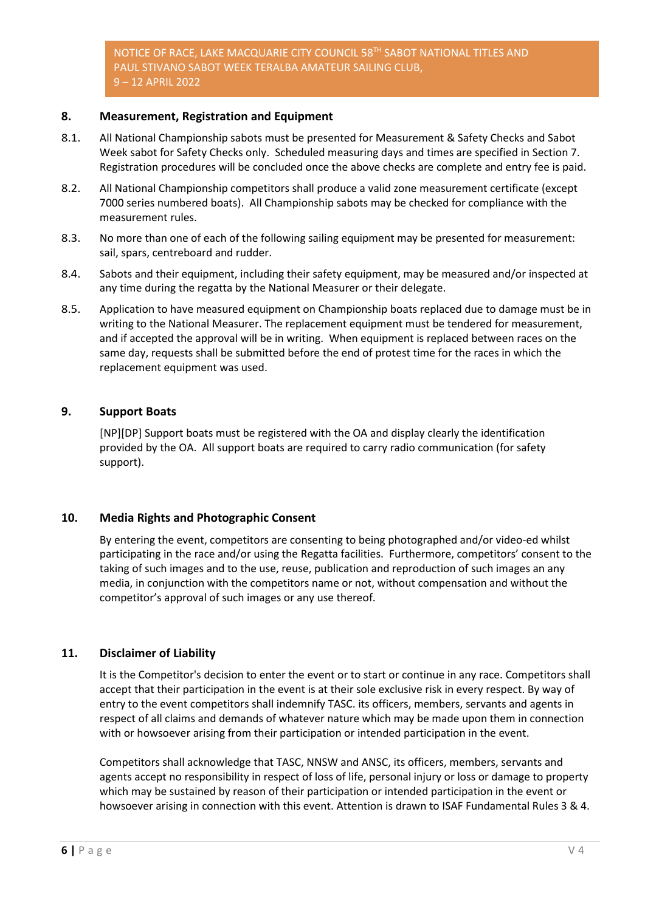## 8. Measurement, Registration and Equipment

8.1. All National Championship sabots must be presented for Measurement & Safety Checks and Sabot Week sabot for Safety Checks only. Scheduled measuring days and times are specified in Section 7. Registration procedures will be concluded once the above checks are complete and entry fee is paid.

8.2. All National Championship competitors shall produce a valid zone measurement certificate (except 7000 series numbered boats). All Championship sabots may be checked for compliance with the measurement rules.

8.3. No more than one of each of the following sailing equipment may be presented for measurement: sail, spars, centreboard and rudder.

8.4. Sabots and their equipment, including their safety equipment, may be measured and/or inspected at any time during the regatta by the National Measurer or their delegate.

8.5. Application to have measured equipment on Championship boats replaced due to damage must be in writing to the National Measurer. The replacement equipment must be tendered for measurement, and if accepted the approval will be in writing. When equipment is replaced between races on the same day, requests shall be submitted before the end of protest time for the races in which the replacement equipment was used.

## 9. Support Boats

[NP][DP] Support boats must be registered with the OA and display clearly the identification provided by the OA. All support boats are required to carry radio communication (for safety support).

## 10. Media Rights and Photographic Consent

By entering the event, competitors are consenting to being photographed and/or video-ed whilst participating in the race and/or using the Regatta facilities. Furthermore, competitors' consent to the taking of such images and to the use, reuse, publication and reproduction of such images an any media, in conjunction with the competitors name or not, without compensation and without the competitor's approval of such images or any use thereof.

## 11. Disclaimer of Liability

It is the Competitor's decision to enter the event or to start or continue in any race. Competitors shall accept that their participation in the event is at their sole exclusive risk in every respect. By way of entry to the event competitors shall indemnify TASC. its officers, members, servants and agents in respect of all claims and demands of whatever nature which may be made upon them in connection with or howsoever arising from their participation or intended participation in the event.

Competitors shall acknowledge that TASC, NNSW and ANSC, its officers, members, servants and agents accept no responsibility in respect of loss of life, personal injury or loss or damage to property which may be sustained by reason of their participation or intended participation in the event or howsoever arising in connection with this event. Attention is drawn to ISAF Fundamental Rules 3 & 4.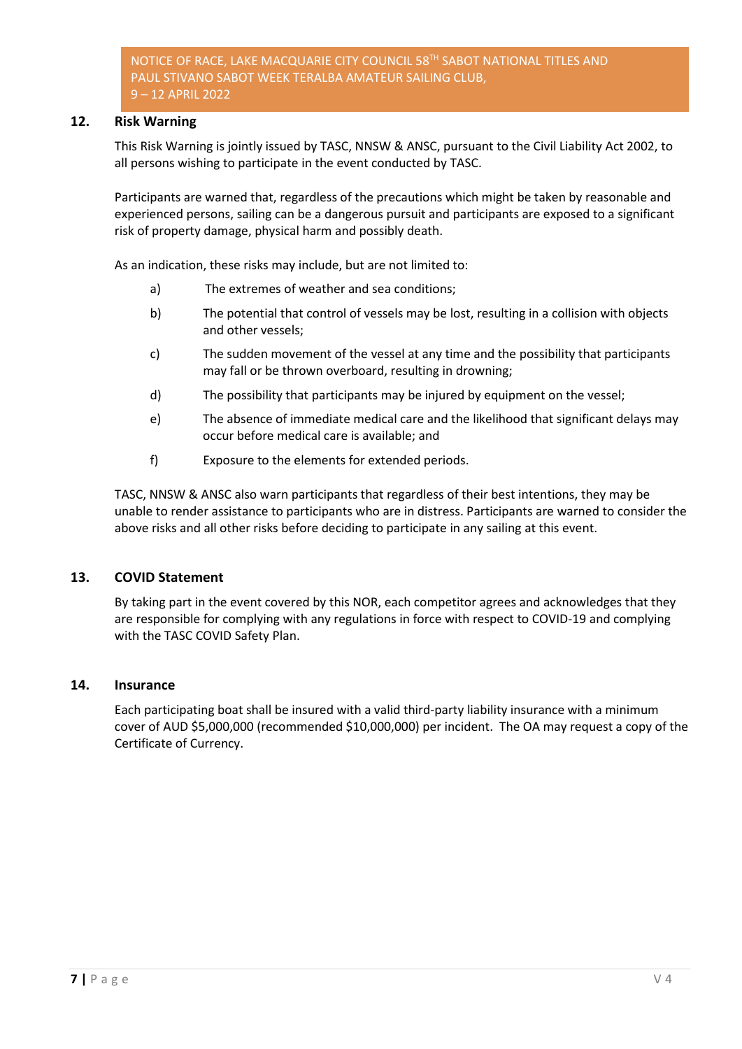## 12. Risk Warning

This Risk Warning is jointly issued by TASC, NNSW & ANSC, pursuant to the Civil Liability Act 2002, to all persons wishing to participate in the event conducted by TASC.

Participants are warned that, regardless of the precautions which might be taken by reasonable and experienced persons, sailing can be a dangerous pursuit and participants are exposed to a significant risk of property damage, physical harm and possibly death.

As an indication, these risks may include, but are not limited to:

a) The extremes of weather and sea conditions;

b) The potential that control of vessels may be lost, resulting in a collision with objects and other vessels;

c) The sudden movement of the vessel at any time and the possibility that participants may fall or be thrown overboard, resulting in drowning;

d) The possibility that participants may be injured by equipment on the vessel;

e) The absence of immediate medical care and the likelihood that significant delays may occur before medical care is available; and

f) Exposure to the elements for extended periods.

TASC, NNSW & ANSC also warn participants that regardless of their best intentions, they may be unable to render assistance to participants who are in distress. Participants are warned to consider the above risks and all other risks before deciding to participate in any sailing at this event.

## 13. COVID Statement

By taking part in the event covered by this NOR, each competitor agrees and acknowledges that they are responsible for complying with any regulations in force with respect to COVID-19 and complying with the TASC COVID Safety Plan.

## 14. Insurance

Each participating boat shall be insured with a valid third-party liability insurance with a minimum cover of AUD $5,000,000 (recommended $10,000,000) per incident. The OA may request a copy of the Certificate of Currency.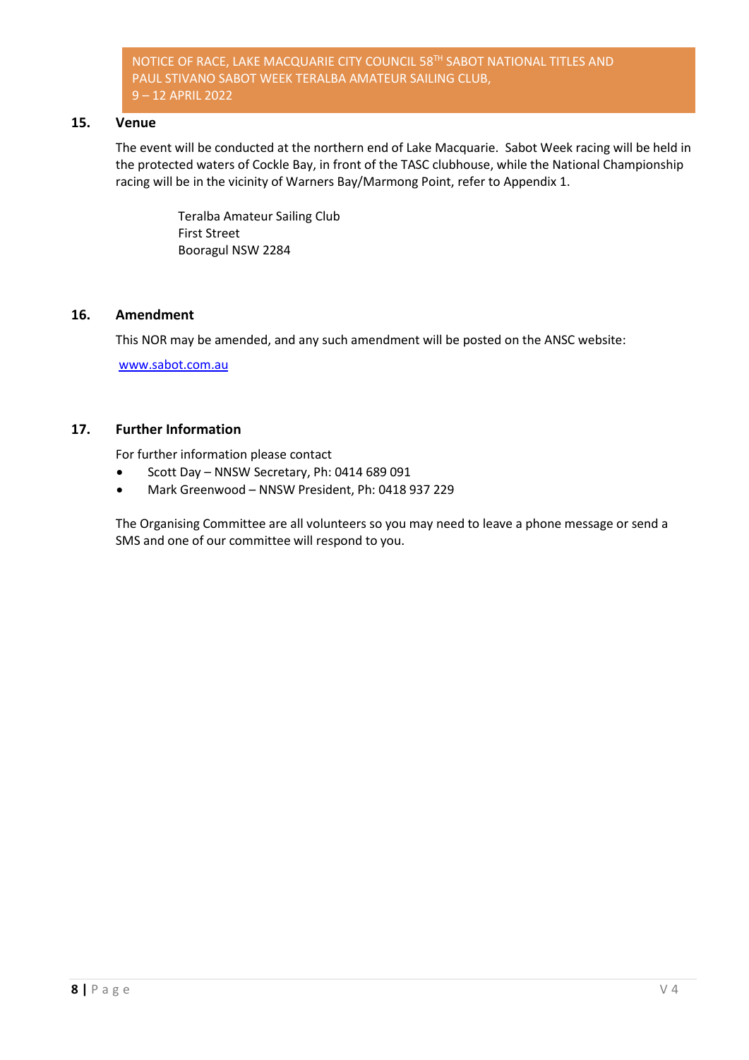## 15. Venue

The event will be conducted at the northern end of Lake Macquarie. Sabot Week racing will be held in the protected waters of Cockle Bay, in front of the TASC clubhouse, while the National Championship racing will be in the vicinity of Warners Bay/Marmong Point, refer to Appendix 1.

Teralba Amateur Sailing Club
First Street
Booragul NSW 2284

## 16. Amendment

This NOR may be amended, and any such amendment will be posted on the ANSC website:

www.sabot.com.au

## 17. Further Information

For further information please contact

- Scott Day – NNSW Secretary, Ph: 0414 689 091
- Mark Greenwood – NNSW President, Ph: 0418 937 229

The Organising Committee are all volunteers so you may need to leave a phone message or send a SMS and one of our committee will respond to you.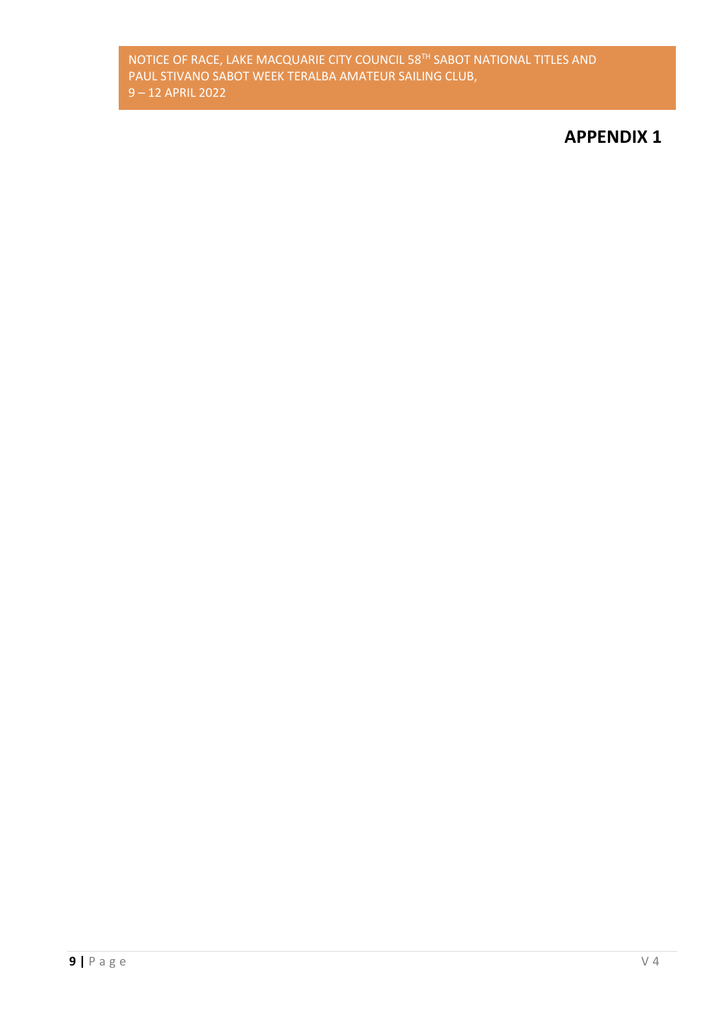# APPENDIX 1